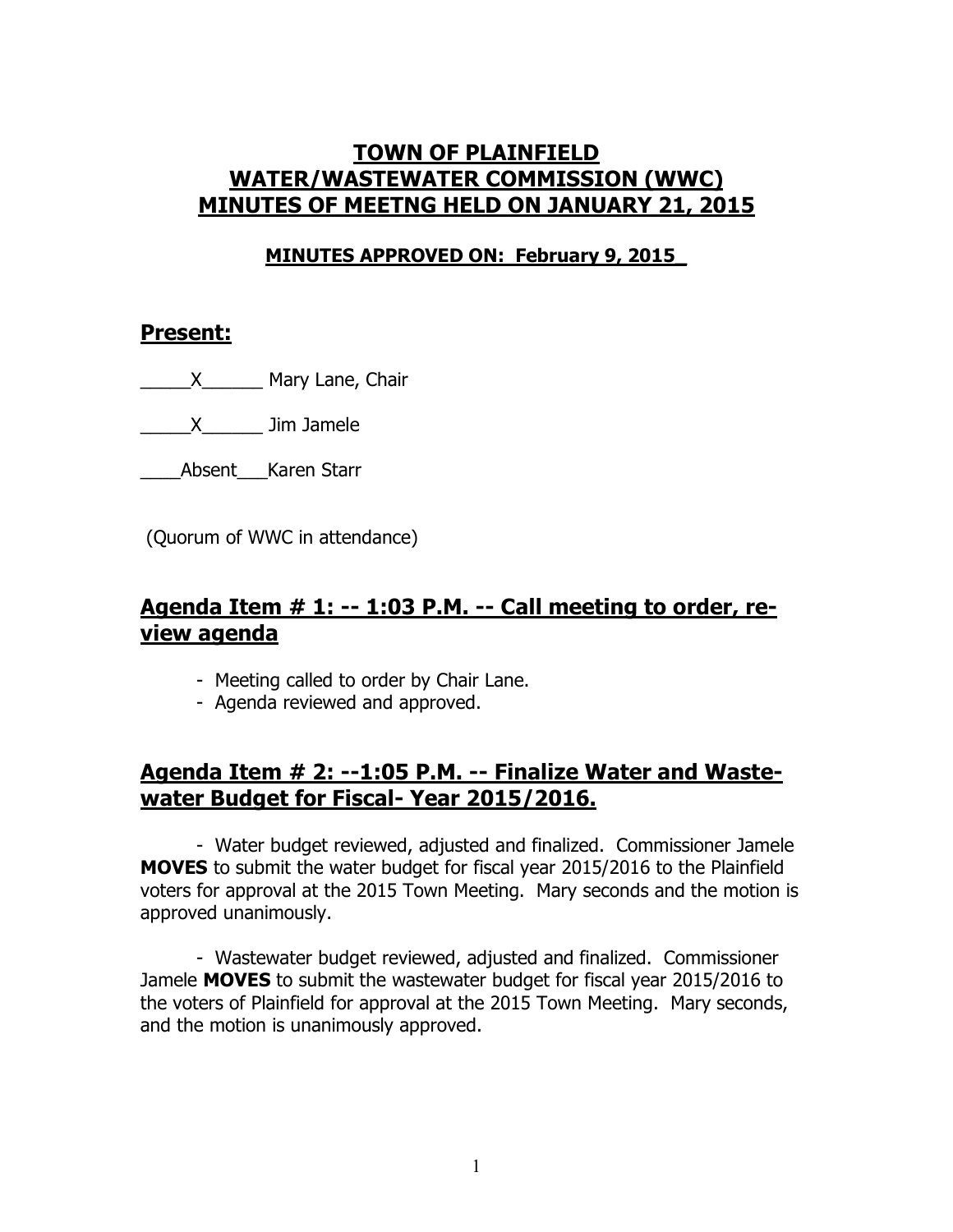# TOWN OF PLAINFIELD
# WATER/WASTEWATER COMMISSION (WWC)
# MINUTES OF MEETNG HELD ON JANUARY 21, 2015

**MINUTES APPROVED ON: February 9, 2015_**

## Present:

_____X______ Mary Lane, Chair

_____X______ Jim Jamele

____Absent___Karen Starr

(Quorum of WWC in attendance)

## Agenda Item # 1: -- 1:03 P.M. -- Call meeting to order, review agenda

- Meeting called to order by Chair Lane.
- Agenda reviewed and approved.

## Agenda Item # 2: --1:05 P.M. -- Finalize Water and Wastewater Budget for Fiscal- Year 2015/2016.

- Water budget reviewed, adjusted and finalized. Commissioner Jamele **MOVES** to submit the water budget for fiscal year 2015/2016 to the Plainfield voters for approval at the 2015 Town Meeting. Mary seconds and the motion is approved unanimously.

- Wastewater budget reviewed, adjusted and finalized. Commissioner Jamele **MOVES** to submit the wastewater budget for fiscal year 2015/2016 to the voters of Plainfield for approval at the 2015 Town Meeting. Mary seconds, and the motion is unanimously approved.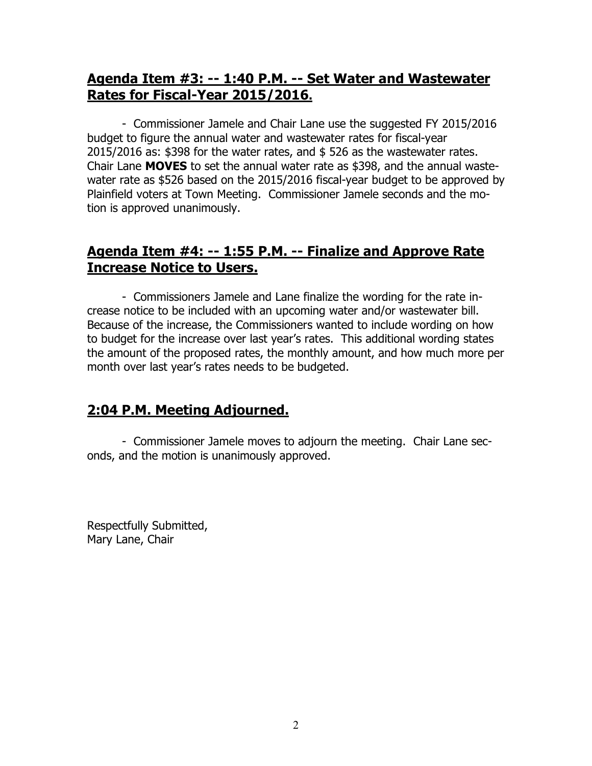## Agenda Item #3: -- 1:40 P.M. -- Set Water and Wastewater Rates for Fiscal-Year 2015/2016.

- Commissioner Jamele and Chair Lane use the suggested FY 2015/2016 budget to figure the annual water and wastewater rates for fiscal-year 2015/2016 as: $398 for the water rates, and $ 526 as the wastewater rates. Chair Lane **MOVES** to set the annual water rate as $398, and the annual wastewater rate as $526 based on the 2015/2016 fiscal-year budget to be approved by Plainfield voters at Town Meeting. Commissioner Jamele seconds and the motion is approved unanimously.

## Agenda Item #4: -- 1:55 P.M. -- Finalize and Approve Rate Increase Notice to Users.

- Commissioners Jamele and Lane finalize the wording for the rate increase notice to be included with an upcoming water and/or wastewater bill. Because of the increase, the Commissioners wanted to include wording on how to budget for the increase over last year's rates. This additional wording states the amount of the proposed rates, the monthly amount, and how much more per month over last year's rates needs to be budgeted.

## 2:04 P.M. Meeting Adjourned.

- Commissioner Jamele moves to adjourn the meeting. Chair Lane seconds, and the motion is unanimously approved.

Respectfully Submitted,
Mary Lane, Chair